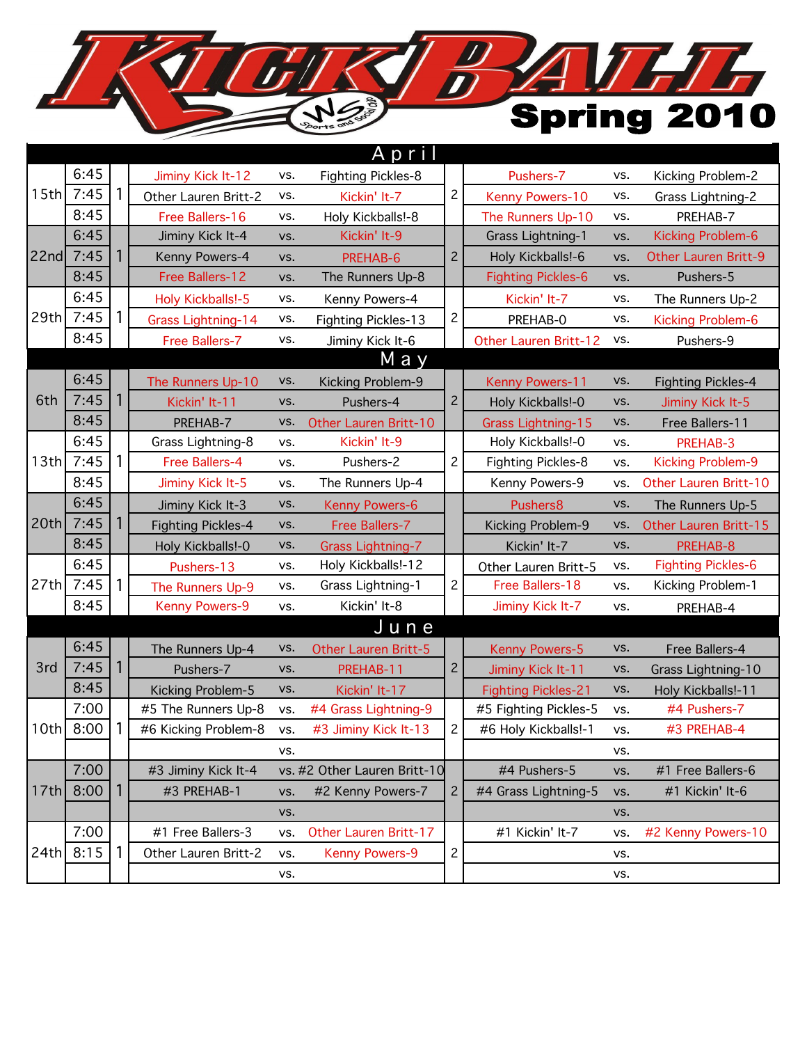# KickBall Spring 2010

WS Sports and Social Club

| Date | Time | Field | Team | vs. | Team | Field | Team | vs. | Team |
|---|---|---|---|---|---|---|---|---|---|
| **April** | | | | | | | | | |
| 15th | 6:45 | 1 | Jiminy Kick It-12 | vs. | Fighting Pickles-8 | 2 | Pushers-7 | vs. | Kicking Problem-2 |
| | 7:45 | | Other Lauren Britt-2 | vs. | Kickin' It-7 | | Kenny Powers-10 | vs. | Grass Lightning-2 |
| | 8:45 | | Free Ballers-16 | vs. | Holy Kickballs!-8 | | The Runners Up-10 | vs. | PREHAB-7 |
| 22nd | 6:45 | 1 | Jiminy Kick It-4 | vs. | Kickin' It-9 | 2 | Grass Lightning-1 | vs. | Kicking Problem-6 |
| | 7:45 | | Kenny Powers-4 | vs. | PREHAB-6 | | Holy Kickballs!-6 | vs. | Other Lauren Britt-9 |
| | 8:45 | | Free Ballers-12 | vs. | The Runners Up-8 | | Fighting Pickles-6 | vs. | Pushers-5 |
| 29th | 6:45 | 1 | Holy Kickballs!-5 | vs. | Kenny Powers-4 | 2 | Kickin' It-7 | vs. | The Runners Up-2 |
| | 7:45 | | Grass Lightning-14 | vs. | Fighting Pickles-13 | | PREHAB-0 | vs. | Kicking Problem-6 |
| | 8:45 | | Free Ballers-7 | vs. | Jiminy Kick It-6 | | Other Lauren Britt-12 | vs. | Pushers-9 |
| **May** | | | | | | | | | |
| 6th | 6:45 | 1 | The Runners Up-10 | vs. | Kicking Problem-9 | 2 | Kenny Powers-11 | vs. | Fighting Pickles-4 |
| | 7:45 | | Kickin' It-11 | vs. | Pushers-4 | | Holy Kickballs!-0 | vs. | Jiminy Kick It-5 |
| | 8:45 | | PREHAB-7 | vs. | Other Lauren Britt-10 | | Grass Lightning-15 | vs. | Free Ballers-11 |
| 13th | 6:45 | 1 | Grass Lightning-8 | vs. | Kickin' It-9 | 2 | Holy Kickballs!-0 | vs. | PREHAB-3 |
| | 7:45 | | Free Ballers-4 | vs. | Pushers-2 | | Fighting Pickles-8 | vs. | Kicking Problem-9 |
| | 8:45 | | Jiminy Kick It-5 | vs. | The Runners Up-4 | | Kenny Powers-9 | vs. | Other Lauren Britt-10 |
| 20th | 6:45 | 1 | Jiminy Kick It-3 | vs. | Kenny Powers-6 | | Pushers8 | vs. | The Runners Up-5 |
| | 7:45 | | Fighting Pickles-4 | vs. | Free Ballers-7 | | Kicking Problem-9 | vs. | Other Lauren Britt-15 |
| | 8:45 | | Holy Kickballs!-0 | vs. | Grass Lightning-7 | | Kickin' It-7 | vs. | PREHAB-8 |
| 27th | 6:45 | 1 | Pushers-13 | vs. | Holy Kickballs!-12 | 2 | Other Lauren Britt-5 | vs. | Fighting Pickles-6 |
| | 7:45 | | The Runners Up-9 | vs. | Grass Lightning-1 | | Free Ballers-18 | vs. | Kicking Problem-1 |
| | 8:45 | | Kenny Powers-9 | vs. | Kickin' It-8 | | Jiminy Kick It-7 | vs. | PREHAB-4 |
| **June** | | | | | | | | | |
| 3rd | 6:45 | 1 | The Runners Up-4 | vs. | Other Lauren Britt-5 | 2 | Kenny Powers-5 | vs. | Free Ballers-4 |
| | 7:45 | | Pushers-7 | vs. | PREHAB-11 | | Jiminy Kick It-11 | vs. | Grass Lightning-10 |
| | 8:45 | | Kicking Problem-5 | vs. | Kickin' It-17 | | Fighting Pickles-21 | vs. | Holy Kickballs!-11 |
| 10th | 7:00 | 1 | #5 The Runners Up-8 | vs. | #4 Grass Lightning-9 | 2 | #5 Fighting Pickles-5 | vs. | #4 Pushers-7 |
| | 8:00 | | #6 Kicking Problem-8 | vs. | #3 Jiminy Kick It-13 | | #6 Holy Kickballs!-1 | vs. | #3 PREHAB-4 |
| | | | | vs. | | | | vs. | |
| 17th | 7:00 | 1 | #3 Jiminy Kick It-4 | vs. | #2 Other Lauren Britt-10 | 2 | #4 Pushers-5 | vs. | #1 Free Ballers-6 |
| | 8:00 | | #3 PREHAB-1 | vs. | #2 Kenny Powers-7 | | #4 Grass Lightning-5 | vs. | #1 Kickin' It-6 |
| | | | | vs. | | | | vs. | |
| 24th | 7:00 | 1 | #1 Free Ballers-3 | vs. | Other Lauren Britt-17 | 2 | #1 Kickin' It-7 | vs. | #2 Kenny Powers-10 |
| | 8:15 | | Other Lauren Britt-2 | vs. | Kenny Powers-9 | | | vs. | |
| | | | | vs. | | | | vs. | |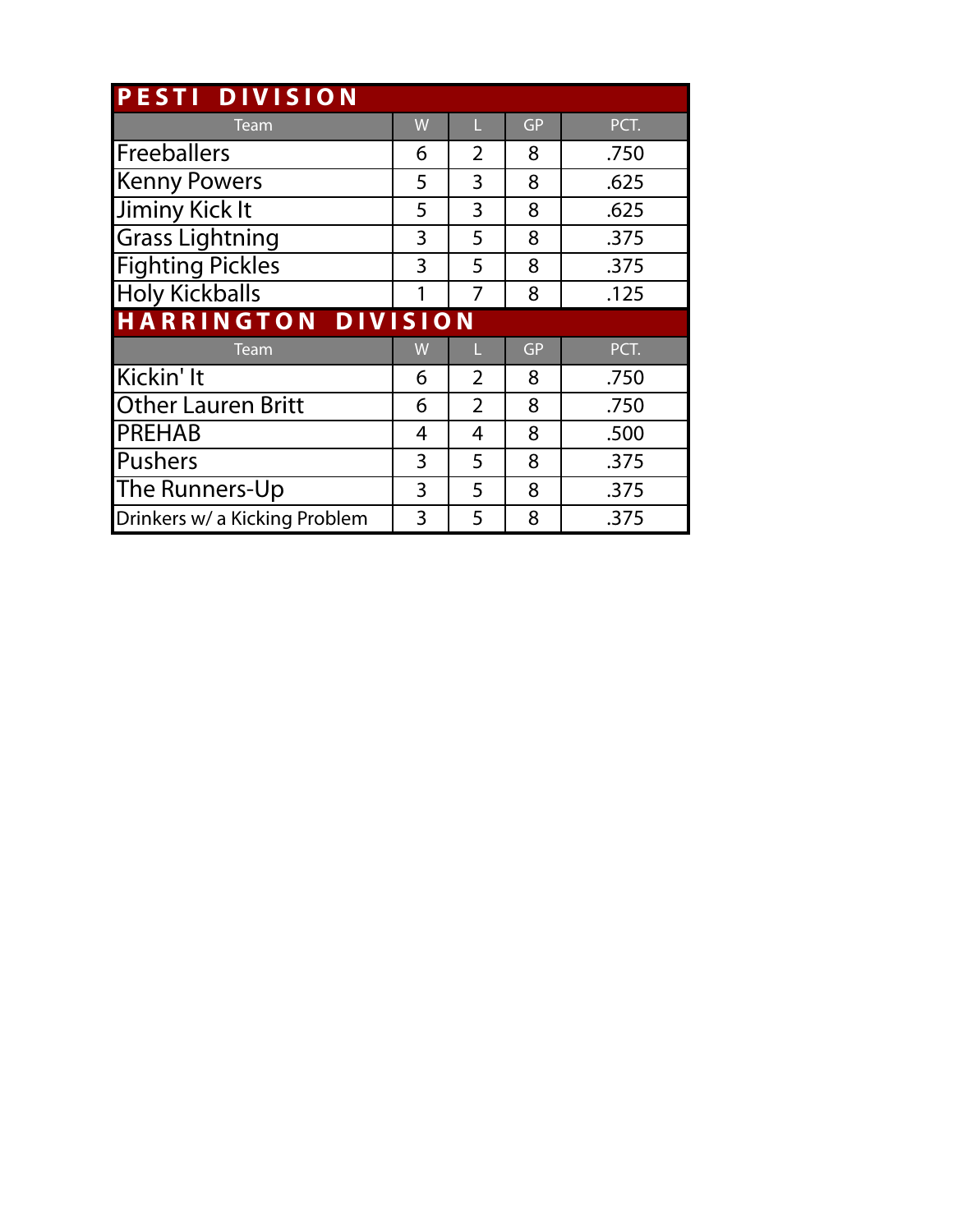## PESTI DIVISION

| Team | W | L | GP | PCT. |
|---|---|---|---|---|
| Freeballers | 6 | 2 | 8 | .750 |
| Kenny Powers | 5 | 3 | 8 | .625 |
| Jiminy Kick It | 5 | 3 | 8 | .625 |
| Grass Lightning | 3 | 5 | 8 | .375 |
| Fighting Pickles | 3 | 5 | 8 | .375 |
| Holy Kickballs | 1 | 7 | 8 | .125 |

## HARRINGTON DIVISION

| Team | W | L | GP | PCT. |
|---|---|---|---|---|
| Kickin' It | 6 | 2 | 8 | .750 |
| Other Lauren Britt | 6 | 2 | 8 | .750 |
| PREHAB | 4 | 4 | 8 | .500 |
| Pushers | 3 | 5 | 8 | .375 |
| The Runners-Up | 3 | 5 | 8 | .375 |
| Drinkers w/ a Kicking Problem | 3 | 5 | 8 | .375 |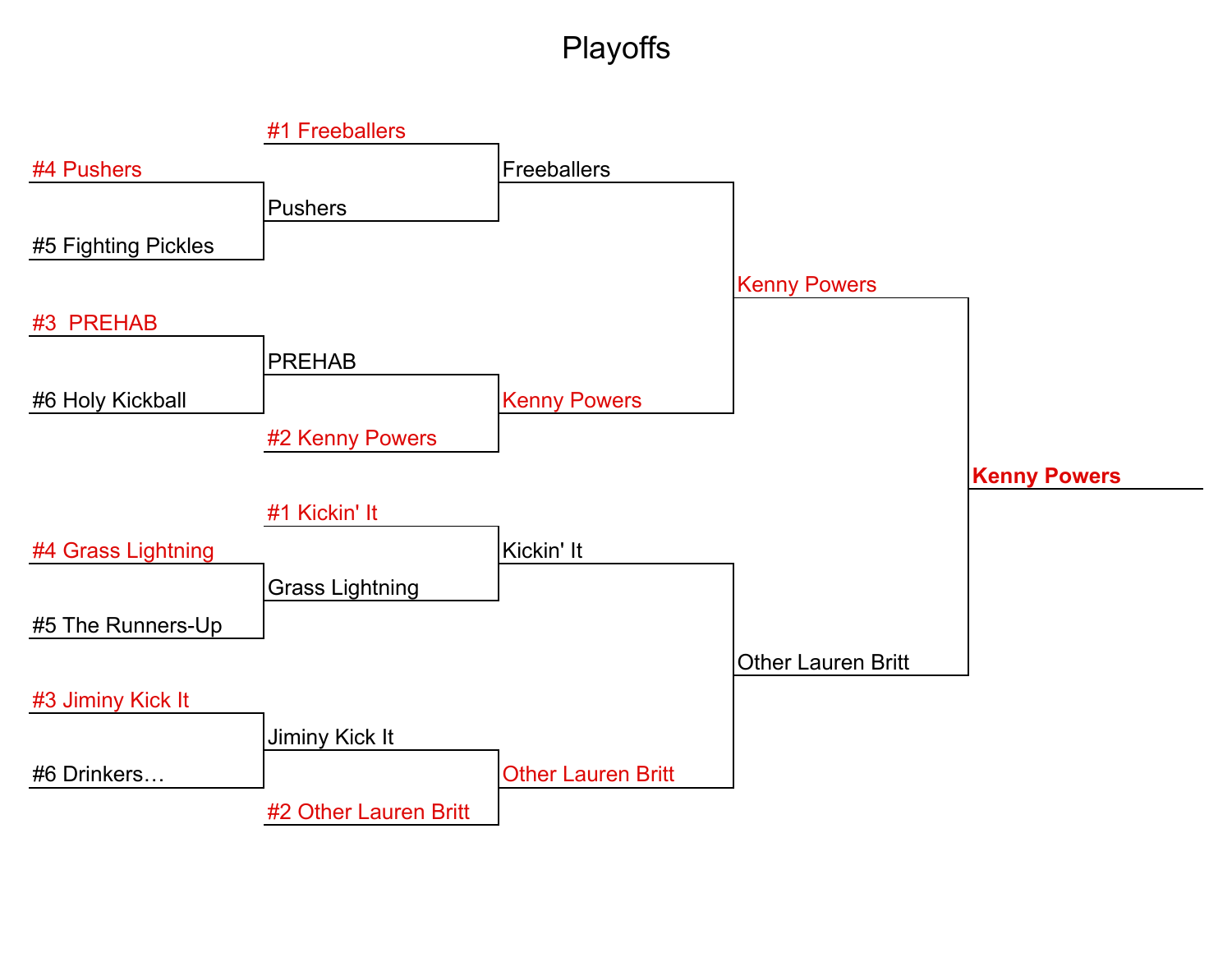# Playoffs

#1 Freeballers

#4 Pushers

Pushers

#5 Fighting Pickles

Freeballers

#3 PREHAB

PREHAB

#6 Holy Kickball

Kenny Powers

#2 Kenny Powers

Kenny Powers

**Kenny Powers**

#1 Kickin' It

#4 Grass Lightning

Kickin' It

Grass Lightning

#5 The Runners-Up

Other Lauren Britt

#3 Jiminy Kick It

Jiminy Kick It

#6 Drinkers…

Other Lauren Britt

#2 Other Lauren Britt